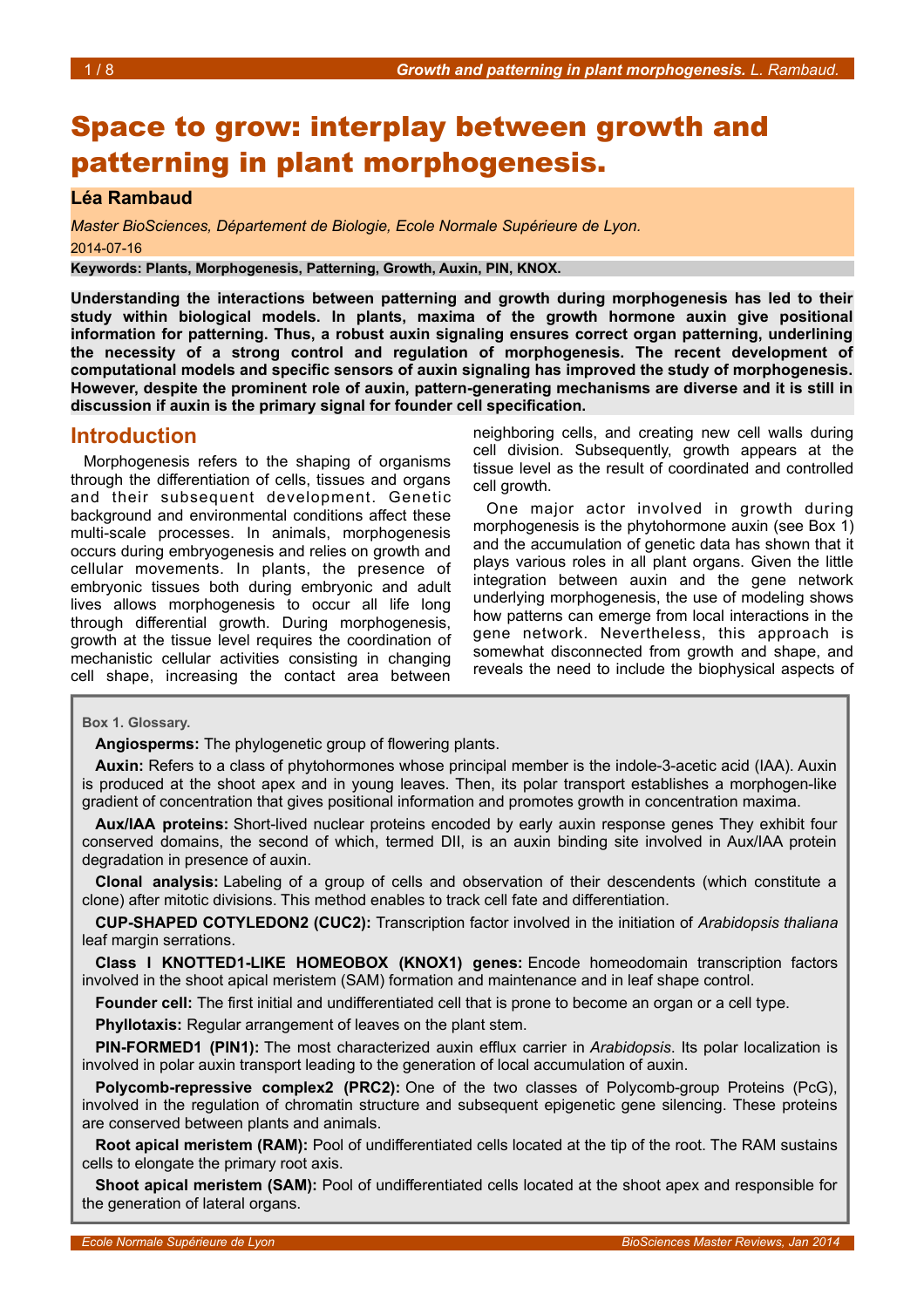# Space to grow: interplay between growth and patterning in plant morphogenesis.

**Léa Rambaud**

*Master BioSciences, Département de Biologie, Ecole Normale Supérieure de Lyon.*

2014-07-16

**Keywords: Plants, Morphogenesis, Patterning, Growth, Auxin, PIN, KNOX.**

**Understanding the interactions between patterning and growth during morphogenesis has led to their study within biological models. In plants, maxima of the growth hormone auxin give positional information for patterning. Thus, a robust auxin signaling ensures correct organ patterning, underlining the necessity of a strong control and regulation of morphogenesis. The recent development of computational models and specific sensors of auxin signaling has improved the study of morphogenesis. However, despite the prominent role of auxin, pattern-generating mechanisms are diverse and it is still in discussion if auxin is the primary signal for founder cell specification.**

## Introduction

Morphogenesis refers to the shaping of organisms through the differentiation of cells, tissues and organs and their subsequent development. Genetic background and environmental conditions affect these multi-scale processes. In animals, morphogenesis occurs during embryogenesis and relies on growth and cellular movements. In plants, the presence of embryonic tissues both during embryonic and adult lives allows morphogenesis to occur all life long through differential growth. During morphogenesis, growth at the tissue level requires the coordination of mechanistic cellular activities consisting in changing cell shape, increasing the contact area between neighboring cells, and creating new cell walls during cell division. Subsequently, growth appears at the tissue level as the result of coordinated and controlled cell growth.

One major actor involved in growth during morphogenesis is the phytohormone auxin (see Box 1) and the accumulation of genetic data has shown that it plays various roles in all plant organs. Given the little integration between auxin and the gene network underlying morphogenesis, the use of modeling shows how patterns can emerge from local interactions in the gene network. Nevertheless, this approach is somewhat disconnected from growth and shape, and reveals the need to include the biophysical aspects of

---

**Box 1. Glossary.**

**Angiosperms:** The phylogenetic group of flowering plants.

**Auxin:** Refers to a class of phytohormones whose principal member is the indole-3-acetic acid (IAA). Auxin is produced at the shoot apex and in young leaves. Then, its polar transport establishes a morphogen-like gradient of concentration that gives positional information and promotes growth in concentration maxima.

**Aux/IAA proteins:** Short-lived nuclear proteins encoded by early auxin response genes They exhibit four conserved domains, the second of which, termed DII, is an auxin binding site involved in Aux/IAA protein degradation in presence of auxin.

**Clonal analysis:** Labeling of a group of cells and observation of their descendents (which constitute a clone) after mitotic divisions. This method enables to track cell fate and differentiation.

**CUP-SHAPED COTYLEDON2 (CUC2):** Transcription factor involved in the initiation of *Arabidopsis thaliana* leaf margin serrations.

**Class I KNOTTED1-LIKE HOMEOBOX (KNOX1) genes:** Encode homeodomain transcription factors involved in the shoot apical meristem (SAM) formation and maintenance and in leaf shape control.

**Founder cell:** The first initial and undifferentiated cell that is prone to become an organ or a cell type.

**Phyllotaxis:** Regular arrangement of leaves on the plant stem.

**PIN-FORMED1 (PIN1):** The most characterized auxin efflux carrier in *Arabidopsis*. Its polar localization is involved in polar auxin transport leading to the generation of local accumulation of auxin.

**Polycomb-repressive complex2 (PRC2):** One of the two classes of Polycomb-group Proteins (PcG), involved in the regulation of chromatin structure and subsequent epigenetic gene silencing. These proteins are conserved between plants and animals.

**Root apical meristem (RAM):** Pool of undifferentiated cells located at the tip of the root. The RAM sustains cells to elongate the primary root axis.

**Shoot apical meristem (SAM):** Pool of undifferentiated cells located at the shoot apex and responsible for the generation of lateral organs.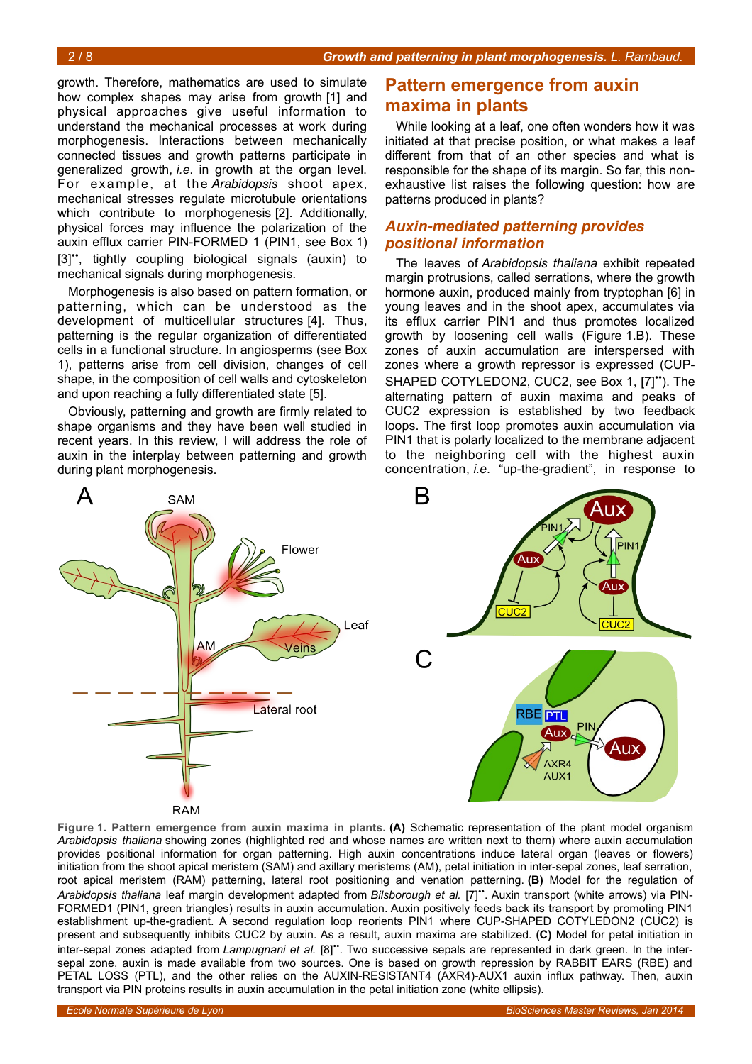growth. Therefore, mathematics are used to simulate how complex shapes may arise from growth [1] and physical approaches give useful information to understand the mechanical processes at work during morphogenesis. Interactions between mechanically connected tissues and growth patterns participate in generalized growth, *i.e.* in growth at the organ level. For example, at the *Arabidopsis* shoot apex, mechanical stresses regulate microtubule orientations which contribute to morphogenesis [2]. Additionally, physical forces may influence the polarization of the auxin efflux carrier PIN-FORMED 1 (PIN1, see Box 1) [3]••, tightly coupling biological signals (auxin) to mechanical signals during morphogenesis.

Morphogenesis is also based on pattern formation, or patterning, which can be understood as the development of multicellular structures [4]. Thus, patterning is the regular organization of differentiated cells in a functional structure. In angiosperms (see Box 1), patterns arise from cell division, changes of cell shape, in the composition of cell walls and cytoskeleton and upon reaching a fully differentiated state [5].

Obviously, patterning and growth are firmly related to shape organisms and they have been well studied in recent years. In this review, I will address the role of auxin in the interplay between patterning and growth during plant morphogenesis.

## Pattern emergence from auxin maxima in plants

While looking at a leaf, one often wonders how it was initiated at that precise position, or what makes a leaf different from that of an other species and what is responsible for the shape of its margin. So far, this non-exhaustive list raises the following question: how are patterns produced in plants?

### *Auxin-mediated patterning provides positional information*

The leaves of *Arabidopsis thaliana* exhibit repeated margin protrusions, called serrations, where the growth hormone auxin, produced mainly from tryptophan [6] in young leaves and in the shoot apex, accumulates via its efflux carrier PIN1 and thus promotes localized growth by loosening cell walls (Figure 1.B). These zones of auxin accumulation are interspersed with zones where a growth repressor is expressed (CUP-SHAPED COTYLEDON2, CUC2, see Box 1, [7]••). The alternating pattern of auxin maxima and peaks of CUC2 expression is established by two feedback loops. The first loop promotes auxin accumulation via PIN1 that is polarly localized to the membrane adjacent to the neighboring cell with the highest auxin concentration, *i.e.* "up-the-gradient", in response to

**Figure 1. Pattern emergence from auxin maxima in plants. (A)** Schematic representation of the plant model organism *Arabidopsis thaliana* showing zones (highlighted red and whose names are written next to them) where auxin accumulation provides positional information for organ patterning. High auxin concentrations induce lateral organ (leaves or flowers) initiation from the shoot apical meristem (SAM) and axillary meristems (AM), petal initiation in inter-sepal zones, leaf serration, root apical meristem (RAM) patterning, lateral root positioning and venation patterning. **(B)** Model for the regulation of *Arabidopsis thaliana* leaf margin development adapted from *Bilsborough et al.* [7]••. Auxin transport (white arrows) via PIN-FORMED1 (PIN1, green triangles) results in auxin accumulation. Auxin positively feeds back its transport by promoting PIN1 establishment up-the-gradient. A second regulation loop reorients PIN1 where CUP-SHAPED COTYLEDON2 (CUC2) is present and subsequently inhibits CUC2 by auxin. As a result, auxin maxima are stabilized. **(C)** Model for petal initiation in inter-sepal zones adapted from *Lampugnani et al.* [8]••. Two successive sepals are represented in dark green. In the inter-sepal zone, auxin is made available from two sources. One is based on growth repression by RABBIT EARS (RBE) and PETAL LOSS (PTL), and the other relies on the AUXIN-RESISTANT4 (AXR4)-AUX1 auxin influx pathway. Then, auxin transport via PIN proteins results in auxin accumulation in the petal initiation zone (white ellipsis).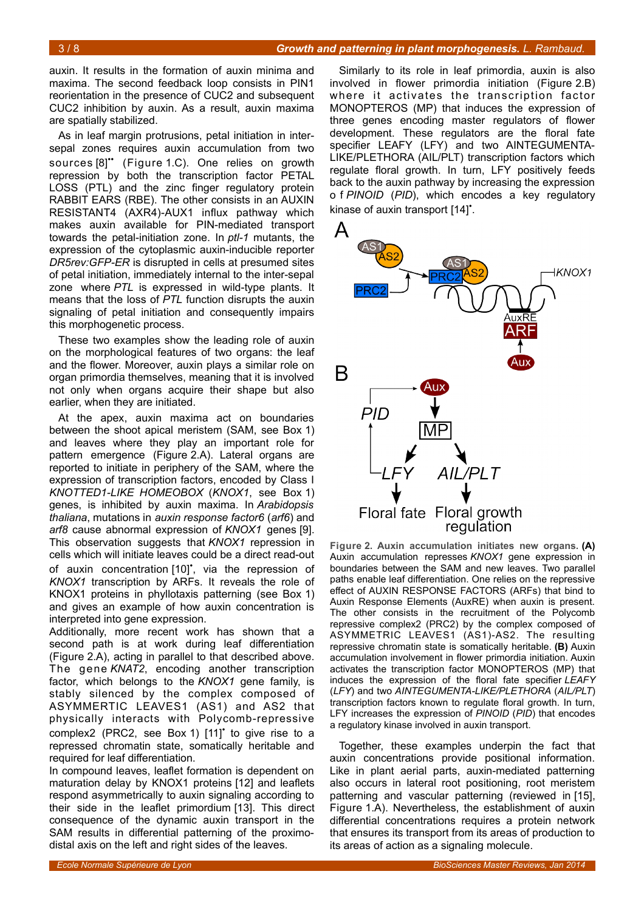auxin. It results in the formation of auxin minima and maxima. The second feedback loop consists in PIN1 reorientation in the presence of CUC2 and subsequent CUC2 inhibition by auxin. As a result, auxin maxima are spatially stabilized.

As in leaf margin protrusions, petal initiation in intersepal zones requires auxin accumulation from two sources [8]•• (Figure 1.C). One relies on growth repression by both the transcription factor PETAL LOSS (PTL) and the zinc finger regulatory protein RABBIT EARS (RBE). The other consists in an AUXIN RESISTANT4 (AXR4)-AUX1 influx pathway which makes auxin available for PIN-mediated transport towards the petal-initiation zone. In *ptl-1* mutants, the expression of the cytoplasmic auxin-inducible reporter *DR5rev:GFP-ER* is disrupted in cells at presumed sites of petal initiation, immediately internal to the inter-sepal zone where *PTL* is expressed in wild-type plants. It means that the loss of *PTL* function disrupts the auxin signaling of petal initiation and consequently impairs this morphogenetic process.

These two examples show the leading role of auxin on the morphological features of two organs: the leaf and the flower. Moreover, auxin plays a similar role on organ primordia themselves, meaning that it is involved not only when organs acquire their shape but also earlier, when they are initiated.

At the apex, auxin maxima act on boundaries between the shoot apical meristem (SAM, see Box 1) and leaves where they play an important role for pattern emergence (Figure 2.A). Lateral organs are reported to initiate in periphery of the SAM, where the expression of transcription factors, encoded by Class I *KNOTTED1-LIKE HOMEOBOX* (*KNOX1*, see Box 1) genes, is inhibited by auxin maxima. In *Arabidopsis thaliana*, mutations in *auxin response factor6* (*arf6*) and *arf8* cause abnormal expression of *KNOX1* genes [9]. This observation suggests that *KNOX1* repression in cells which will initiate leaves could be a direct read-out of auxin concentration [10]•, via the repression of *KNOX1* transcription by ARFs. It reveals the role of KNOX1 proteins in phyllotaxis patterning (see Box 1) and gives an example of how auxin concentration is interpreted into gene expression.

Additionally, more recent work has shown that a second path is at work during leaf differentiation (Figure 2.A), acting in parallel to that described above. The gene *KNAT2*, encoding another transcription factor, which belongs to the *KNOX1* gene family, is stably silenced by the complex composed of ASYMMERTIC LEAVES1 (AS1) and AS2 that physically interacts with Polycomb-repressive complex2 (PRC2, see Box 1) [11]• to give rise to a repressed chromatin state, somatically heritable and required for leaf differentiation.

In compound leaves, leaflet formation is dependent on maturation delay by KNOX1 proteins [12] and leaflets respond asymmetrically to auxin signaling according to their side in the leaflet primordium [13]. This direct consequence of the dynamic auxin transport in the SAM results in differential patterning of the proximo-distal axis on the left and right sides of the leaves.

Similarly to its role in leaf primordia, auxin is also involved in flower primordia initiation (Figure 2.B) where it activates the transcription factor MONOPTEROS (MP) that induces the expression of three genes encoding master regulators of flower development. These regulators are the floral fate specifier LEAFY (LFY) and two AINTEGUMENTA-LIKE/PLETHORA (AIL/PLT) transcription factors which regulate floral growth. In turn, LFY positively feeds back to the auxin pathway by increasing the expression of *PINOID* (*PID*), which encodes a key regulatory kinase of auxin transport [14]•.

**Figure 2. Auxin accumulation initiates new organs. (A)** Auxin accumulation represses *KNOX1* gene expression in boundaries between the SAM and new leaves. Two parallel paths enable leaf differentiation. One relies on the repressive effect of AUXIN RESPONSE FACTORS (ARFs) that bind to Auxin Response Elements (AuxRE) when auxin is present. The other consists in the recruitment of the Polycomb repressive complex2 (PRC2) by the complex composed of ASYMMETRIC LEAVES1 (AS1)-AS2. The resulting repressive chromatin state is somatically heritable. **(B)** Auxin accumulation involvement in flower primordia initiation. Auxin activates the transcription factor MONOPTEROS (MP) that induces the expression of the floral fate specifier *LEAFY* (*LFY*) and two *AINTEGUMENTA-LIKE/PLETHORA* (*AIL/PLT*) transcription factors known to regulate floral growth. In turn, LFY increases the expression of *PINOID* (*PID*) that encodes a regulatory kinase involved in auxin transport.

Together, these examples underpin the fact that auxin concentrations provide positional information. Like in plant aerial parts, auxin-mediated patterning also occurs in lateral root positioning, root meristem patterning and vascular patterning (reviewed in [15], Figure 1.A). Nevertheless, the establishment of auxin differential concentrations requires a protein network that ensures its transport from its areas of production to its areas of action as a signaling molecule.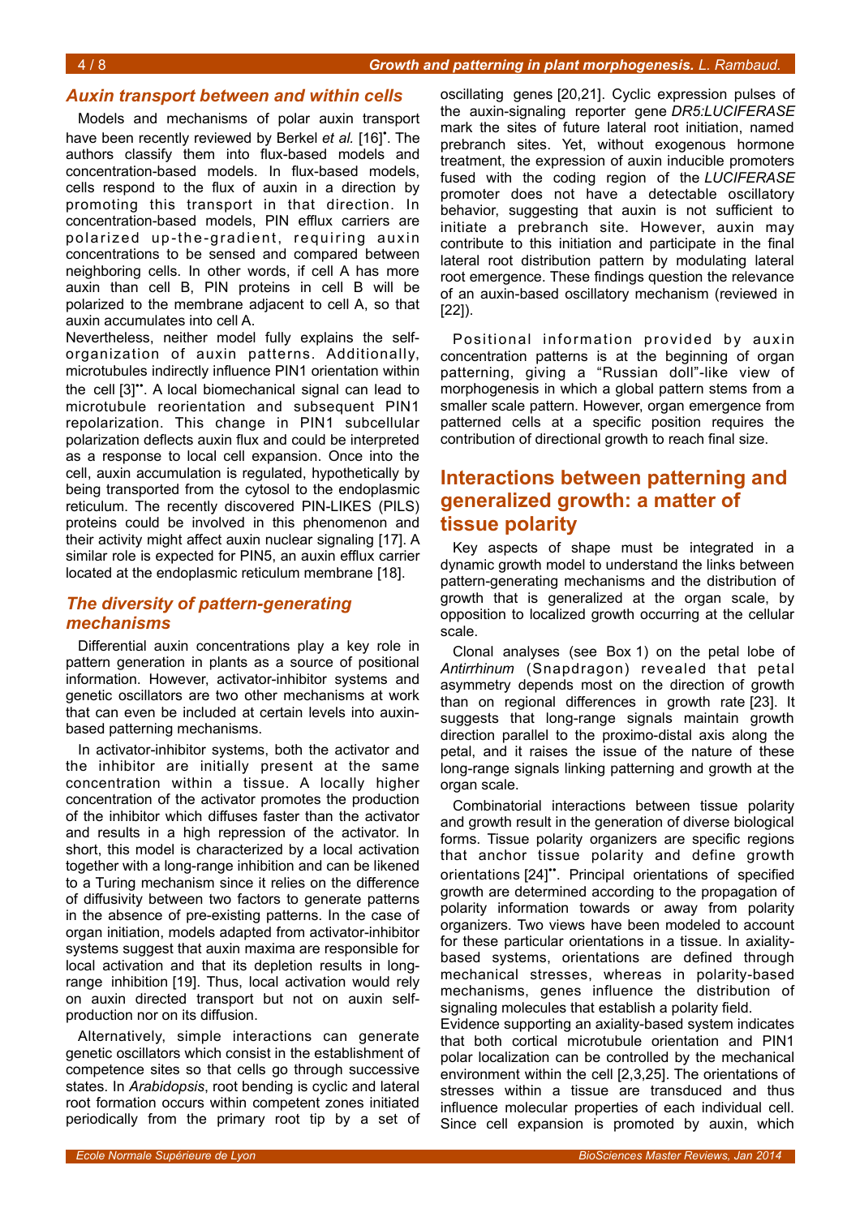### *Auxin transport between and within cells*

Models and mechanisms of polar auxin transport have been recently reviewed by Berkel *et al.* [16][•]. The authors classify them into flux-based models and concentration-based models. In flux-based models, cells respond to the flux of auxin in a direction by promoting this transport in that direction. In concentration-based models, PIN efflux carriers are polarized up-the-gradient, requiring auxin concentrations to be sensed and compared between neighboring cells. In other words, if cell A has more auxin than cell B, PIN proteins in cell B will be polarized to the membrane adjacent to cell A, so that auxin accumulates into cell A.

Nevertheless, neither model fully explains the self-organization of auxin patterns. Additionally, microtubules indirectly influence PIN1 orientation within the cell [3][••]. A local biomechanical signal can lead to microtubule reorientation and subsequent PIN1 repolarization. This change in PIN1 subcellular polarization deflects auxin flux and could be interpreted as a response to local cell expansion. Once into the cell, auxin accumulation is regulated, hypothetically by being transported from the cytosol to the endoplasmic reticulum. The recently discovered PIN-LIKES (PILS) proteins could be involved in this phenomenon and their activity might affect auxin nuclear signaling [17]. A similar role is expected for PIN5, an auxin efflux carrier located at the endoplasmic reticulum membrane [18].

### *The diversity of pattern-generating mechanisms*

Differential auxin concentrations play a key role in pattern generation in plants as a source of positional information. However, activator-inhibitor systems and genetic oscillators are two other mechanisms at work that can even be included at certain levels into auxin-based patterning mechanisms.

In activator-inhibitor systems, both the activator and the inhibitor are initially present at the same concentration within a tissue. A locally higher concentration of the activator promotes the production of the inhibitor which diffuses faster than the activator and results in a high repression of the activator. In short, this model is characterized by a local activation together with a long-range inhibition and can be likened to a Turing mechanism since it relies on the difference of diffusivity between two factors to generate patterns in the absence of pre-existing patterns. In the case of organ initiation, models adapted from activator-inhibitor systems suggest that auxin maxima are responsible for local activation and that its depletion results in long-range inhibition [19]. Thus, local activation would rely on auxin directed transport but not on auxin self-production nor on its diffusion.

Alternatively, simple interactions can generate genetic oscillators which consist in the establishment of competence sites so that cells go through successive states. In *Arabidopsis*, root bending is cyclic and lateral root formation occurs within competent zones initiated periodically from the primary root tip by a set of oscillating genes [20,21]. Cyclic expression pulses of the auxin-signaling reporter gene *DR5:LUCIFERASE* mark the sites of future lateral root initiation, named prebranch sites. Yet, without exogenous hormone treatment, the expression of auxin inducible promoters fused with the coding region of the *LUCIFERASE* promoter does not have a detectable oscillatory behavior, suggesting that auxin is not sufficient to initiate a prebranch site. However, auxin may contribute to this initiation and participate in the final lateral root distribution pattern by modulating lateral root emergence. These findings question the relevance of an auxin-based oscillatory mechanism (reviewed in [22]).

Positional information provided by auxin concentration patterns is at the beginning of organ patterning, giving a "Russian doll"-like view of morphogenesis in which a global pattern stems from a smaller scale pattern. However, organ emergence from patterned cells at a specific position requires the contribution of directional growth to reach final size.

## Interactions between patterning and generalized growth: a matter of tissue polarity

Key aspects of shape must be integrated in a dynamic growth model to understand the links between pattern-generating mechanisms and the distribution of growth that is generalized at the organ scale, by opposition to localized growth occurring at the cellular scale.

Clonal analyses (see Box 1) on the petal lobe of *Antirrhinum* (Snapdragon) revealed that petal asymmetry depends most on the direction of growth than on regional differences in growth rate [23]. It suggests that long-range signals maintain growth direction parallel to the proximo-distal axis along the petal, and it raises the issue of the nature of these long-range signals linking patterning and growth at the organ scale.

Combinatorial interactions between tissue polarity and growth result in the generation of diverse biological forms. Tissue polarity organizers are specific regions that anchor tissue polarity and define growth orientations [24][••]. Principal orientations of specified growth are determined according to the propagation of polarity information towards or away from polarity organizers. Two views have been modeled to account for these particular orientations in a tissue. In axiality-based systems, orientations are defined through mechanical stresses, whereas in polarity-based mechanisms, genes influence the distribution of signaling molecules that establish a polarity field.

Evidence supporting an axiality-based system indicates that both cortical microtubule orientation and PIN1 polar localization can be controlled by the mechanical environment within the cell [2,3,25]. The orientations of stresses within a tissue are transduced and thus influence molecular properties of each individual cell. Since cell expansion is promoted by auxin, which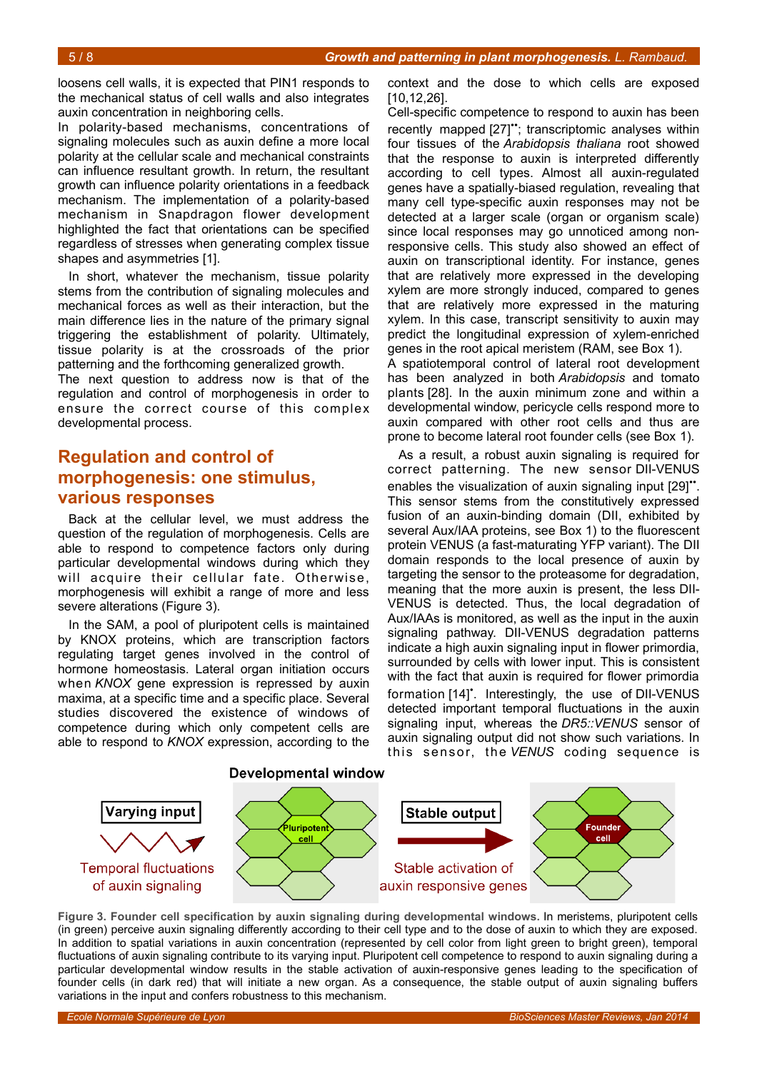loosens cell walls, it is expected that PIN1 responds to the mechanical status of cell walls and also integrates auxin concentration in neighboring cells.

In polarity-based mechanisms, concentrations of signaling molecules such as auxin define a more local polarity at the cellular scale and mechanical constraints can influence resultant growth. In return, the resultant growth can influence polarity orientations in a feedback mechanism. The implementation of a polarity-based mechanism in Snapdragon flower development highlighted the fact that orientations can be specified regardless of stresses when generating complex tissue shapes and asymmetries [1].

In short, whatever the mechanism, tissue polarity stems from the contribution of signaling molecules and mechanical forces as well as their interaction, but the main difference lies in the nature of the primary signal triggering the establishment of polarity. Ultimately, tissue polarity is at the crossroads of the prior patterning and the forthcoming generalized growth.

The next question to address now is that of the regulation and control of morphogenesis in order to ensure the correct course of this complex developmental process.

## Regulation and control of morphogenesis: one stimulus, various responses

Back at the cellular level, we must address the question of the regulation of morphogenesis. Cells are able to respond to competence factors only during particular developmental windows during which they will acquire their cellular fate. Otherwise, morphogenesis will exhibit a range of more and less severe alterations (Figure 3).

In the SAM, a pool of pluripotent cells is maintained by KNOX proteins, which are transcription factors regulating target genes involved in the control of hormone homeostasis. Lateral organ initiation occurs when *KNOX* gene expression is repressed by auxin maxima, at a specific time and a specific place. Several studies discovered the existence of windows of competence during which only competent cells are able to respond to *KNOX* expression, according to the context and the dose to which cells are exposed [10,12,26].

Cell-specific competence to respond to auxin has been recently mapped [27]••; transcriptomic analyses within four tissues of the *Arabidopsis thaliana* root showed that the response to auxin is interpreted differently according to cell types. Almost all auxin-regulated genes have a spatially-biased regulation, revealing that many cell type-specific auxin responses may not be detected at a larger scale (organ or organism scale) since local responses may go unnoticed among non-responsive cells. This study also showed an effect of auxin on transcriptional identity. For instance, genes that are relatively more expressed in the developing xylem are more strongly induced, compared to genes that are relatively more expressed in the maturing xylem. In this case, transcript sensitivity to auxin may predict the longitudinal expression of xylem-enriched genes in the root apical meristem (RAM, see Box 1).

A spatiotemporal control of lateral root development has been analyzed in both *Arabidopsis* and tomato plants [28]. In the auxin minimum zone and within a developmental window, pericycle cells respond more to auxin compared with other root cells and thus are prone to become lateral root founder cells (see Box 1).

As a result, a robust auxin signaling is required for correct patterning. The new sensor DII-VENUS enables the visualization of auxin signaling input [29]••. This sensor stems from the constitutively expressed fusion of an auxin-binding domain (DII, exhibited by several Aux/IAA proteins, see Box 1) to the fluorescent protein VENUS (a fast-maturating YFP variant). The DII domain responds to the local presence of auxin by targeting the sensor to the proteasome for degradation, meaning that the more auxin is present, the less DII-VENUS is detected. Thus, the local degradation of Aux/IAAs is monitored, as well as the input in the auxin signaling pathway. DII-VENUS degradation patterns indicate a high auxin signaling input in flower primordia, surrounded by cells with lower input. This is consistent with the fact that auxin is required for flower primordia formation [14]•. Interestingly, the use of DII-VENUS detected important temporal fluctuations in the auxin signaling input, whereas the *DR5::VENUS* sensor of auxin signaling output did not show such variations. In this sensor, the *VENUS* coding sequence is

**Figure 3. Founder cell specification by auxin signaling during developmental windows.** In meristems, pluripotent cells (in green) perceive auxin signaling differently according to their cell type and to the dose of auxin to which they are exposed. In addition to spatial variations in auxin concentration (represented by cell color from light green to bright green), temporal fluctuations of auxin signaling contribute to its varying input. Pluripotent cell competence to respond to auxin signaling during a particular developmental window results in the stable activation of auxin-responsive genes leading to the specification of founder cells (in dark red) that will initiate a new organ. As a consequence, the stable output of auxin signaling buffers variations in the input and confers robustness to this mechanism.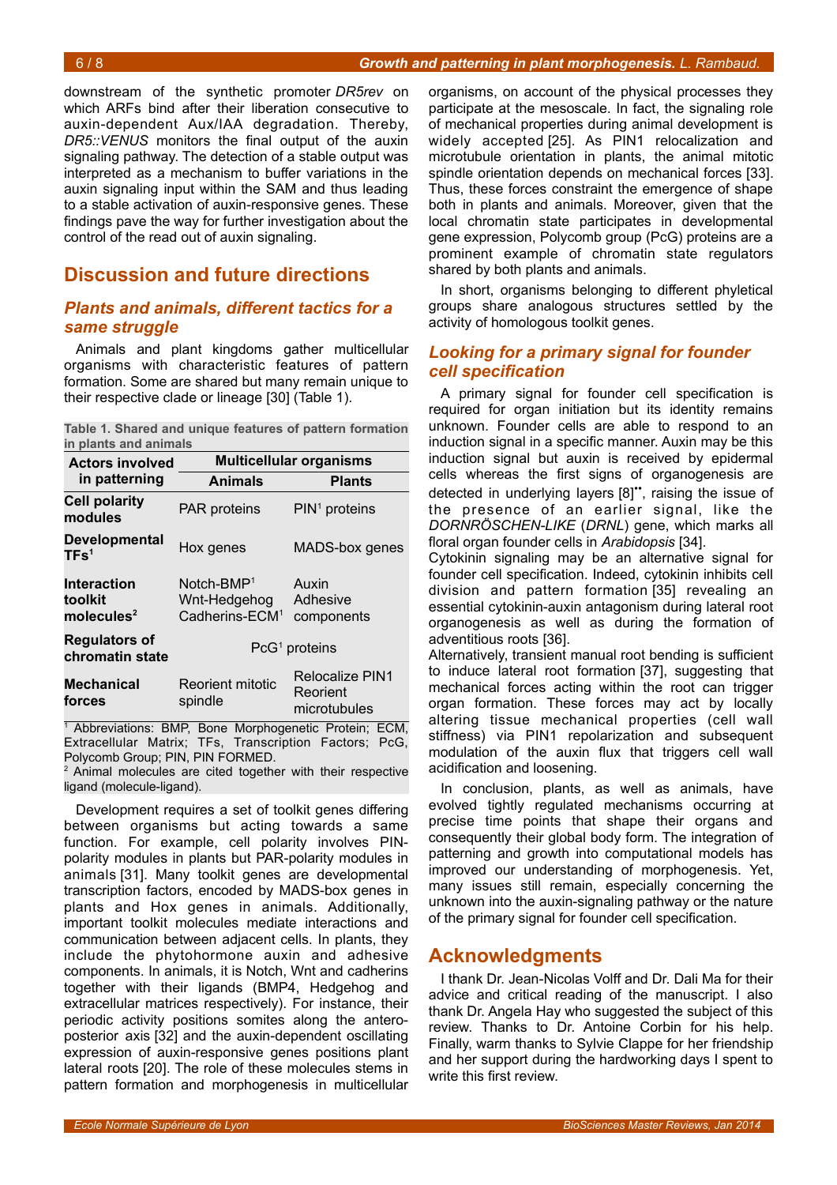downstream of the synthetic promoter *DR5rev* on which ARFs bind after their liberation consecutive to auxin-dependent Aux/IAA degradation. Thereby, *DR5::VENUS* monitors the final output of the auxin signaling pathway. The detection of a stable output was interpreted as a mechanism to buffer variations in the auxin signaling input within the SAM and thus leading to a stable activation of auxin-responsive genes. These findings pave the way for further investigation about the control of the read out of auxin signaling.

## Discussion and future directions

### *Plants and animals, different tactics for a same struggle*

Animals and plant kingdoms gather multicellular organisms with characteristic features of pattern formation. Some are shared but many remain unique to their respective clade or lineage [30] (Table 1).

**Table 1. Shared and unique features of pattern formation in plants and animals**

| Actors involved in patterning | Multicellular organisms | |
|---|---|---|
| | **Animals** | **Plants** |
| **Cell polarity modules** | PAR proteins | PIN[1] proteins |
| **Developmental TFs[1]** | Hox genes | MADS-box genes |
| **Interaction toolkit molecules[2]** | Notch-BMP[1] Wnt-Hedgehog Cadherins-ECM[1] | Auxin Adhesive components |
| **Regulators of chromatin state** | PcG[1] proteins | PcG[1] proteins |
| **Mechanical forces** | Reorient mitotic spindle | Relocalize PIN1 Reorient microtubules |

[1] Abbreviations: BMP, Bone Morphogenetic Protein; ECM, Extracellular Matrix; TFs, Transcription Factors; PcG, Polycomb Group; PIN, PIN FORMED.
[2] Animal molecules are cited together with their respective ligand (molecule-ligand).

Development requires a set of toolkit genes differing between organisms but acting towards a same function. For example, cell polarity involves PIN-polarity modules in plants but PAR-polarity modules in animals [31]. Many toolkit genes are developmental transcription factors, encoded by MADS-box genes in plants and Hox genes in animals. Additionally, important toolkit molecules mediate interactions and communication between adjacent cells. In plants, they include the phytohormone auxin and adhesive components. In animals, it is Notch, Wnt and cadherins together with their ligands (BMP4, Hedgehog and extracellular matrices respectively). For instance, their periodic activity positions somites along the antero-posterior axis [32] and the auxin-dependent oscillating expression of auxin-responsive genes positions plant lateral roots [20]. The role of these molecules stems in pattern formation and morphogenesis in multicellular organisms, on account of the physical processes they participate at the mesoscale. In fact, the signaling role of mechanical properties during animal development is widely accepted [25]. As PIN1 relocalization and microtubule orientation in plants, the animal mitotic spindle orientation depends on mechanical forces [33]. Thus, these forces constraint the emergence of shape both in plants and animals. Moreover, given that the local chromatin state participates in developmental gene expression, Polycomb group (PcG) proteins are a prominent example of chromatin state regulators shared by both plants and animals.

In short, organisms belonging to different phyletical groups share analogous structures settled by the activity of homologous toolkit genes.

### *Looking for a primary signal for founder cell specification*

A primary signal for founder cell specification is required for organ initiation but its identity remains unknown. Founder cells are able to respond to an induction signal in a specific manner. Auxin may be this induction signal but auxin is received by epidermal cells whereas the first signs of organogenesis are detected in underlying layers [8]••, raising the issue of the presence of an earlier signal, like the *DORNRÖSCHEN-LIKE* (*DRNL*) gene, which marks all floral organ founder cells in *Arabidopsis* [34].

Cytokinin signaling may be an alternative signal for founder cell specification. Indeed, cytokinin inhibits cell division and pattern formation [35] revealing an essential cytokinin-auxin antagonism during lateral root organogenesis as well as during the formation of adventitious roots [36].

Alternatively, transient manual root bending is sufficient to induce lateral root formation [37], suggesting that mechanical forces acting within the root can trigger organ formation. These forces may act by locally altering tissue mechanical properties (cell wall stiffness) via PIN1 repolarization and subsequent modulation of the auxin flux that triggers cell wall acidification and loosening.

In conclusion, plants, as well as animals, have evolved tightly regulated mechanisms occurring at precise time points that shape their organs and consequently their global body form. The integration of patterning and growth into computational models has improved our understanding of morphogenesis. Yet, many issues still remain, especially concerning the unknown into the auxin-signaling pathway or the nature of the primary signal for founder cell specification.

## Acknowledgments

I thank Dr. Jean-Nicolas Volff and Dr. Dali Ma for their advice and critical reading of the manuscript. I also thank Dr. Angela Hay who suggested the subject of this review. Thanks to Dr. Antoine Corbin for his help. Finally, warm thanks to Sylvie Clappe for her friendship and her support during the hardworking days I spent to write this first review.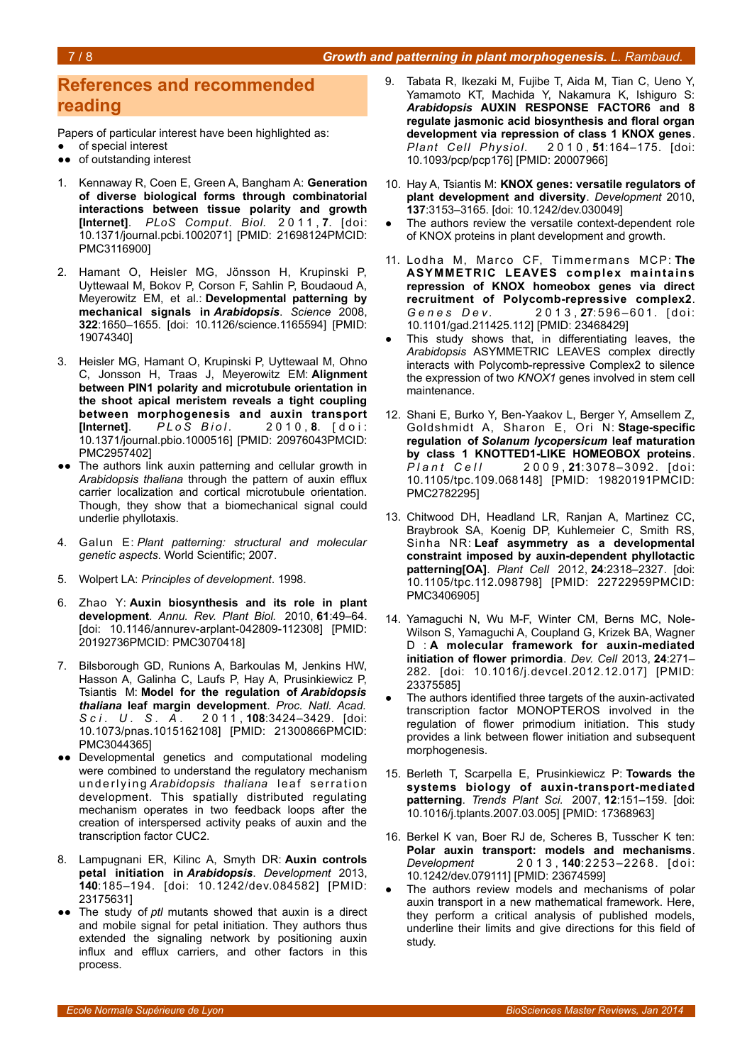## References and recommended reading

Papers of particular interest have been highlighted as:

- ● of special interest
- ●● of outstanding interest

1. Kennaway R, Coen E, Green A, Bangham A: **Generation of diverse biological forms through combinatorial interactions between tissue polarity and growth [Internet]**. *PLoS Comput. Biol.* 2011, **7**. [doi: 10.1371/journal.pcbi.1002071] [PMID: 21698124PMCID: PMC3116900]

2. Hamant O, Heisler MG, Jönsson H, Krupinski P, Uyttewaal M, Bokov P, Corson F, Sahlin P, Boudaoud A, Meyerowitz EM, et al.: **Developmental patterning by mechanical signals in *Arabidopsis***. *Science* 2008, **322**:1650–1655. [doi: 10.1126/science.1165594] [PMID: 19074340]

3. Heisler MG, Hamant O, Krupinski P, Uyttewaal M, Ohno C, Jonsson H, Traas J, Meyerowitz EM: **Alignment between PIN1 polarity and microtubule orientation in the shoot apical meristem reveals a tight coupling between morphogenesis and auxin transport [Internet]**. *PLoS Biol.* 2010, **8**. [doi: 10.1371/journal.pbio.1000516] [PMID: 20976043PMCID: PMC2957402]

   ●● The authors link auxin patterning and cellular growth in *Arabidopsis thaliana* through the pattern of auxin efflux carrier localization and cortical microtubule orientation. Though, they show that a biomechanical signal could underlie phyllotaxis.

4. Galun E: *Plant patterning: structural and molecular genetic aspects*. World Scientific; 2007.

5. Wolpert LA: *Principles of development*. 1998.

6. Zhao Y: **Auxin biosynthesis and its role in plant development**. *Annu. Rev. Plant Biol.* 2010, **61**:49–64. [doi: 10.1146/annurev-arplant-042809-112308] [PMID: 20192736PMCID: PMC3070418]

7. Bilsborough GD, Runions A, Barkoulas M, Jenkins HW, Hasson A, Galinha C, Laufs P, Hay A, Prusinkiewicz P, Tsiantis M: **Model for the regulation of *Arabidopsis thaliana* leaf margin development**. *Proc. Natl. Acad. Sci. U. S. A.* 2011, **108**:3424–3429. [doi: 10.1073/pnas.1015162108] [PMID: 21300866PMCID: PMC3044365]

   ●● Developmental genetics and computational modeling were combined to understand the regulatory mechanism underlying *Arabidopsis thaliana* leaf serration development. This spatially distributed regulating mechanism operates in two feedback loops after the creation of interspersed activity peaks of auxin and the transcription factor CUC2.

8. Lampugnani ER, Kilinc A, Smyth DR: **Auxin controls petal initiation in *Arabidopsis***. *Development* 2013, **140**:185–194. [doi: 10.1242/dev.084582] [PMID: 23175631]

   ●● The study of *ptl* mutants showed that auxin is a direct and mobile signal for petal initiation. They authors thus extended the signaling network by positioning auxin influx and efflux carriers, and other factors in this process.

9. Tabata R, Ikezaki M, Fujibe T, Aida M, Tian C, Ueno Y, Yamamoto KT, Machida Y, Nakamura K, Ishiguro S: ***Arabidopsis* AUXIN RESPONSE FACTOR6 and 8 regulate jasmonic acid biosynthesis and floral organ development via repression of class 1 KNOX genes**. *Plant Cell Physiol.* 2010, **51**:164–175. [doi: 10.1093/pcp/pcp176] [PMID: 20007966]

10. Hay A, Tsiantis M: **KNOX genes: versatile regulators of plant development and diversity**. *Development* 2010, **137**:3153–3165. [doi: 10.1242/dev.030049]

    ● The authors review the versatile context-dependent role of KNOX proteins in plant development and growth.

11. Lodha M, Marco CF, Timmermans MCP: **The ASYMMETRIC LEAVES complex maintains repression of KNOX homeobox genes via direct recruitment of Polycomb-repressive complex2**. *Genes Dev.* 2013, **27**:596–601. [doi: 10.1101/gad.211425.112] [PMID: 23468429]

    ● This study shows that, in differentiating leaves, the *Arabidopsis* ASYMMETRIC LEAVES complex directly interacts with Polycomb-repressive Complex2 to silence the expression of two *KNOX1* genes involved in stem cell maintenance.

12. Shani E, Burko Y, Ben-Yaakov L, Berger Y, Amsellem Z, Goldshmidt A, Sharon E, Ori N: **Stage-specific regulation of *Solanum lycopersicum* leaf maturation by class 1 KNOTTED1-LIKE HOMEOBOX proteins**. *Plant Cell* 2009, **21**:3078–3092. [doi: 10.1105/tpc.109.068148] [PMID: 19820191PMCID: PMC2782295]

13. Chitwood DH, Headland LR, Ranjan A, Martinez CC, Braybrook SA, Koenig DP, Kuhlemeier C, Smith RS, Sinha NR: **Leaf asymmetry as a developmental constraint imposed by auxin-dependent phyllotactic patterning[OA]**. *Plant Cell* 2012, **24**:2318–2327. [doi: 10.1105/tpc.112.098798] [PMID: 22722959PMCID: PMC3406905]

14. Yamaguchi N, Wu M-F, Winter CM, Berns MC, Nole-Wilson S, Yamaguchi A, Coupland G, Krizek BA, Wagner D: **A molecular framework for auxin-mediated initiation of flower primordia**. *Dev. Cell* 2013, **24**:271–282. [doi: 10.1016/j.devcel.2012.12.017] [PMID: 23375585]

    ● The authors identified three targets of the auxin-activated transcription factor MONOPTEROS involved in the regulation of flower primodium initiation. This study provides a link between flower initiation and subsequent morphogenesis.

15. Berleth T, Scarpella E, Prusinkiewicz P: **Towards the systems biology of auxin-transport-mediated patterning**. *Trends Plant Sci.* 2007, **12**:151–159. [doi: 10.1016/j.tplants.2007.03.005] [PMID: 17368963]

16. Berkel K van, Boer RJ de, Scheres B, Tusscher K ten: **Polar auxin transport: models and mechanisms**. *Development* 2013, **140**:2253–2268. [doi: 10.1242/dev.079111] [PMID: 23674599]

    ● The authors review models and mechanisms of polar auxin transport in a new mathematical framework. Here, they perform a critical analysis of published models, underline their limits and give directions for this field of study.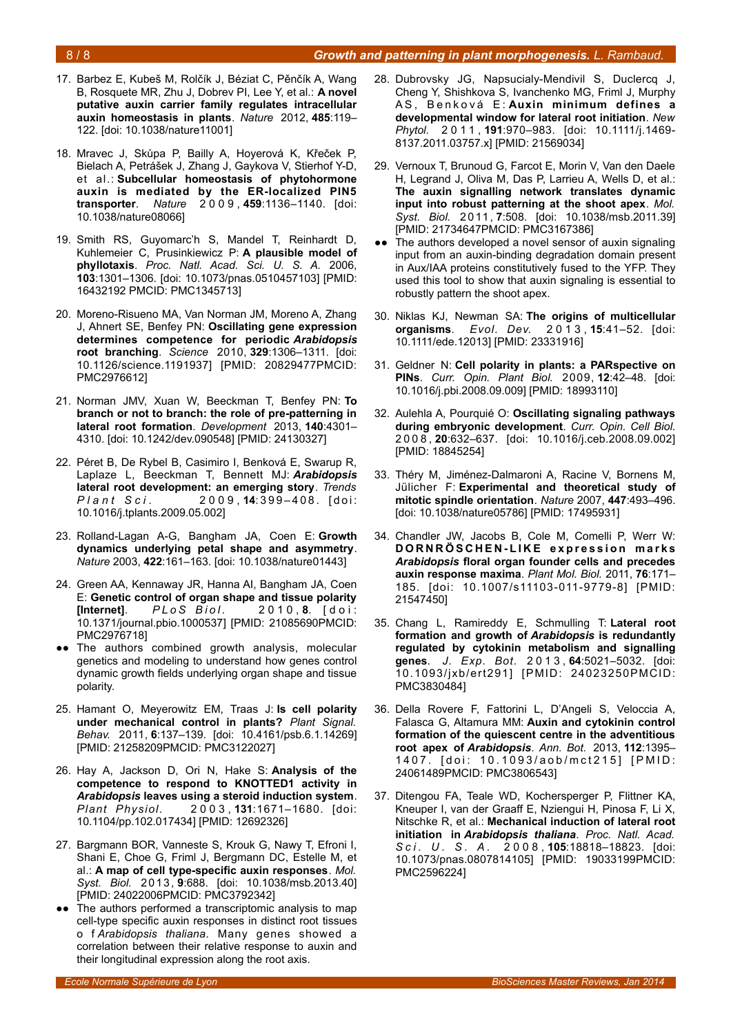17. Barbez E, Kubeš M, Rolčík J, Béziat C, Pěnčík A, Wang B, Rosquete MR, Zhu J, Dobrev PI, Lee Y, et al.: **A novel putative auxin carrier family regulates intracellular auxin homeostasis in plants**. *Nature* 2012, **485**:119–122. [doi: 10.1038/nature11001]

18. Mravec J, Skůpa P, Bailly A, Hoyerová K, Křeček P, Bielach A, Petrášek J, Zhang J, Gaykova V, Stierhof Y-D, et al.: **Subcellular homeostasis of phytohormone auxin is mediated by the ER-localized PIN5 transporter**. *Nature* 2009, **459**:1136–1140. [doi: 10.1038/nature08066]

19. Smith RS, Guyomarc'h S, Mandel T, Reinhardt D, Kuhlemeier C, Prusinkiewicz P: **A plausible model of phyllotaxis**. *Proc. Natl. Acad. Sci. U. S. A.* 2006, **103**:1301–1306. [doi: 10.1073/pnas.0510457103] [PMID: 16432192 PMCID: PMC1345713]

20. Moreno-Risueno MA, Van Norman JM, Moreno A, Zhang J, Ahnert SE, Benfey PN: **Oscillating gene expression determines competence for periodic *Arabidopsis* root branching**. *Science* 2010, **329**:1306–1311. [doi: 10.1126/science.1191937] [PMID: 20829477PMCID: PMC2976612]

21. Norman JMV, Xuan W, Beeckman T, Benfey PN: **To branch or not to branch: the role of pre-patterning in lateral root formation**. *Development* 2013, **140**:4301–4310. [doi: 10.1242/dev.090548] [PMID: 24130327]

22. Péret B, De Rybel B, Casimiro I, Benková E, Swarup R, Laplaze L, Beeckman T, Bennett MJ: ***Arabidopsis* lateral root development: an emerging story**. *Trends Plant Sci.* 2009, **14**:399–408. [doi: 10.1016/j.tplants.2009.05.002]

23. Rolland-Lagan A-G, Bangham JA, Coen E: **Growth dynamics underlying petal shape and asymmetry**. *Nature* 2003, **422**:161–163. [doi: 10.1038/nature01443]

24. Green AA, Kennaway JR, Hanna AI, Bangham JA, Coen E: **Genetic control of organ shape and tissue polarity [Internet]**. *PLoS Biol.* 2010, **8**. [doi: 10.1371/journal.pbio.1000537] [PMID: 21085690PMCID: PMC2976718]
- •• The authors combined growth analysis, molecular genetics and modeling to understand how genes control dynamic growth fields underlying organ shape and tissue polarity.

25. Hamant O, Meyerowitz EM, Traas J: **Is cell polarity under mechanical control in plants?** *Plant Signal. Behav.* 2011, **6**:137–139. [doi: 10.4161/psb.6.1.14269] [PMID: 21258209PMCID: PMC3122027]

26. Hay A, Jackson D, Ori N, Hake S: **Analysis of the competence to respond to KNOTTED1 activity in *Arabidopsis* leaves using a steroid induction system**. *Plant Physiol.* 2003, **131**:1671–1680. [doi: 10.1104/pp.102.017434] [PMID: 12692326]

27. Bargmann BOR, Vanneste S, Krouk G, Nawy T, Efroni I, Shani E, Choe G, Friml J, Bergmann DC, Estelle M, et al.: **A map of cell type-specific auxin responses**. *Mol. Syst. Biol.* 2013, **9**:688. [doi: 10.1038/msb.2013.40] [PMID: 24022006PMCID: PMC3792342]
- •• The authors performed a transcriptomic analysis to map cell-type specific auxin responses in distinct root tissues of *Arabidopsis thaliana*. Many genes showed a correlation between their relative response to auxin and their longitudinal expression along the root axis.

28. Dubrovsky JG, Napsucialy-Mendivil S, Duclercq J, Cheng Y, Shishkova S, Ivanchenko MG, Friml J, Murphy AS, Benková E: **Auxin minimum defines a developmental window for lateral root initiation**. *New Phytol.* 2011, **191**:970–983. [doi: 10.1111/j.1469-8137.2011.03757.x] [PMID: 21569034]

29. Vernoux T, Brunoud G, Farcot E, Morin V, Van den Daele H, Legrand J, Oliva M, Das P, Larrieu A, Wells D, et al.: **The auxin signalling network translates dynamic input into robust patterning at the shoot apex**. *Mol. Syst. Biol.* 2011, **7**:508. [doi: 10.1038/msb.2011.39] [PMID: 21734647PMCID: PMC3167386]
- •• The authors developed a novel sensor of auxin signaling input from an auxin-binding degradation domain present in Aux/IAA proteins constitutively fused to the YFP. They used this tool to show that auxin signaling is essential to robustly pattern the shoot apex.

30. Niklas KJ, Newman SA: **The origins of multicellular organisms**. *Evol. Dev.* 2013, **15**:41–52. [doi: 10.1111/ede.12013] [PMID: 23331916]

31. Geldner N: **Cell polarity in plants: a PARspective on PINs**. *Curr. Opin. Plant Biol.* 2009, **12**:42–48. [doi: 10.1016/j.pbi.2008.09.009] [PMID: 18993110]

32. Aulehla A, Pourquié O: **Oscillating signaling pathways during embryonic development**. *Curr. Opin. Cell Biol.* 2008, **20**:632–637. [doi: 10.1016/j.ceb.2008.09.002] [PMID: 18845254]

33. Théry M, Jiménez-Dalmaroni A, Racine V, Bornens M, Jülicher F: **Experimental and theoretical study of mitotic spindle orientation**. *Nature* 2007, **447**:493–496. [doi: 10.1038/nature05786] [PMID: 17495931]

34. Chandler JW, Jacobs B, Cole M, Comelli P, Werr W: **DORNRÖSCHEN-LIKE expression marks *Arabidopsis* floral organ founder cells and precedes auxin response maxima**. *Plant Mol. Biol.* 2011, **76**:171–185. [doi: 10.1007/s11103-011-9779-8] [PMID: 21547450]

35. Chang L, Ramireddy E, Schmulling T: **Lateral root formation and growth of *Arabidopsis* is redundantly regulated by cytokinin metabolism and signalling genes**. *J. Exp. Bot.* 2013, **64**:5021–5032. [doi: 10.1093/jxb/ert291] [PMID: 24023250PMCID: PMC3830484]

36. Della Rovere F, Fattorini L, D'Angeli S, Veloccia A, Falasca G, Altamura MM: **Auxin and cytokinin control formation of the quiescent centre in the adventitious root apex of *Arabidopsis***. *Ann. Bot.* 2013, **112**:1395–1407. [doi: 10.1093/aob/mct215] [PMID: 24061489PMCID: PMC3806543]

37. Ditengou FA, Teale WD, Kochersperger P, Flittner KA, Kneuper I, van der Graaff E, Nziengui H, Pinosa F, Li X, Nitschke R, et al.: **Mechanical induction of lateral root initiation in *Arabidopsis thaliana***. *Proc. Natl. Acad. Sci. U. S. A.* 2008, **105**:18818–18823. [doi: 10.1073/pnas.0807814105] [PMID: 19033199PMCID: PMC2596224]